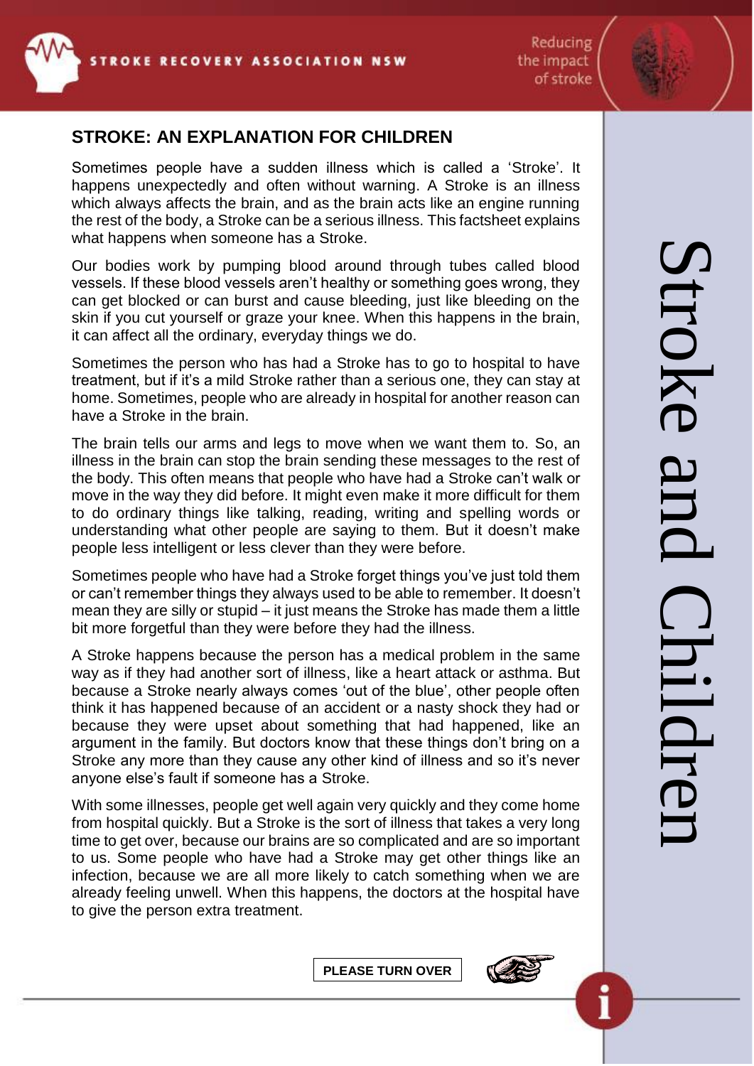# STROKE: AN EXPLANATION FOR CHILDREN

Sometimes people have a sudden illness which is called a 'Stroke'. It happens unexpectedly and often without warning. A Stroke is an illness which always affects the brain, and as the brain acts like an engine running the rest of the body, a Stroke can be a serious illness. This factsheet explains what happens when someone has a Stroke.

Our bodies work by pumping blood around through tubes called blood vessels. If these blood vessels aren't healthy or something goes wrong, they can get blocked or can burst and cause bleeding, just like bleeding on the skin if you cut yourself or graze your knee. When this happens in the brain, it can affect all the ordinary, everyday things we do.

Sometimes the person who has had a Stroke has to go to hospital to have treatment, but if it's a mild Stroke rather than a serious one, they can stay at home. Sometimes, people who are already in hospital for another reason can have a Stroke in the brain.

The brain tells our arms and legs to move when we want them to. So, an illness in the brain can stop the brain sending these messages to the rest of the body. This often means that people who have had a Stroke can't walk or move in the way they did before. It might even make it more difficult for them to do ordinary things like talking, reading, writing and spelling words or understanding what other people are saying to them. But it doesn't make people less intelligent or less clever than they were before.

Sometimes people who have had a Stroke forget things you've just told them or can't remember things they always used to be able to remember. It doesn't mean they are silly or stupid – it just means the Stroke has made them a little bit more forgetful than they were before they had the illness.

A Stroke happens because the person has a medical problem in the same way as if they had another sort of illness, like a heart attack or asthma. But because a Stroke nearly always comes 'out of the blue', other people often think it has happened because of an accident or a nasty shock they had or because they were upset about something that had happened, like an argument in the family. But doctors know that these things don't bring on a Stroke any more than they cause any other kind of illness and so it's never anyone else's fault if someone has a Stroke.

With some illnesses, people get well again very quickly and they come home from hospital quickly. But a Stroke is the sort of illness that takes a very long time to get over, because our brains are so complicated and are so important to us. Some people who have had a Stroke may get other things like an infection, because we are all more likely to catch something when we are already feeling unwell. When this happens, the doctors at the hospital have to give the person extra treatment.

**PLEASE TURN OVER**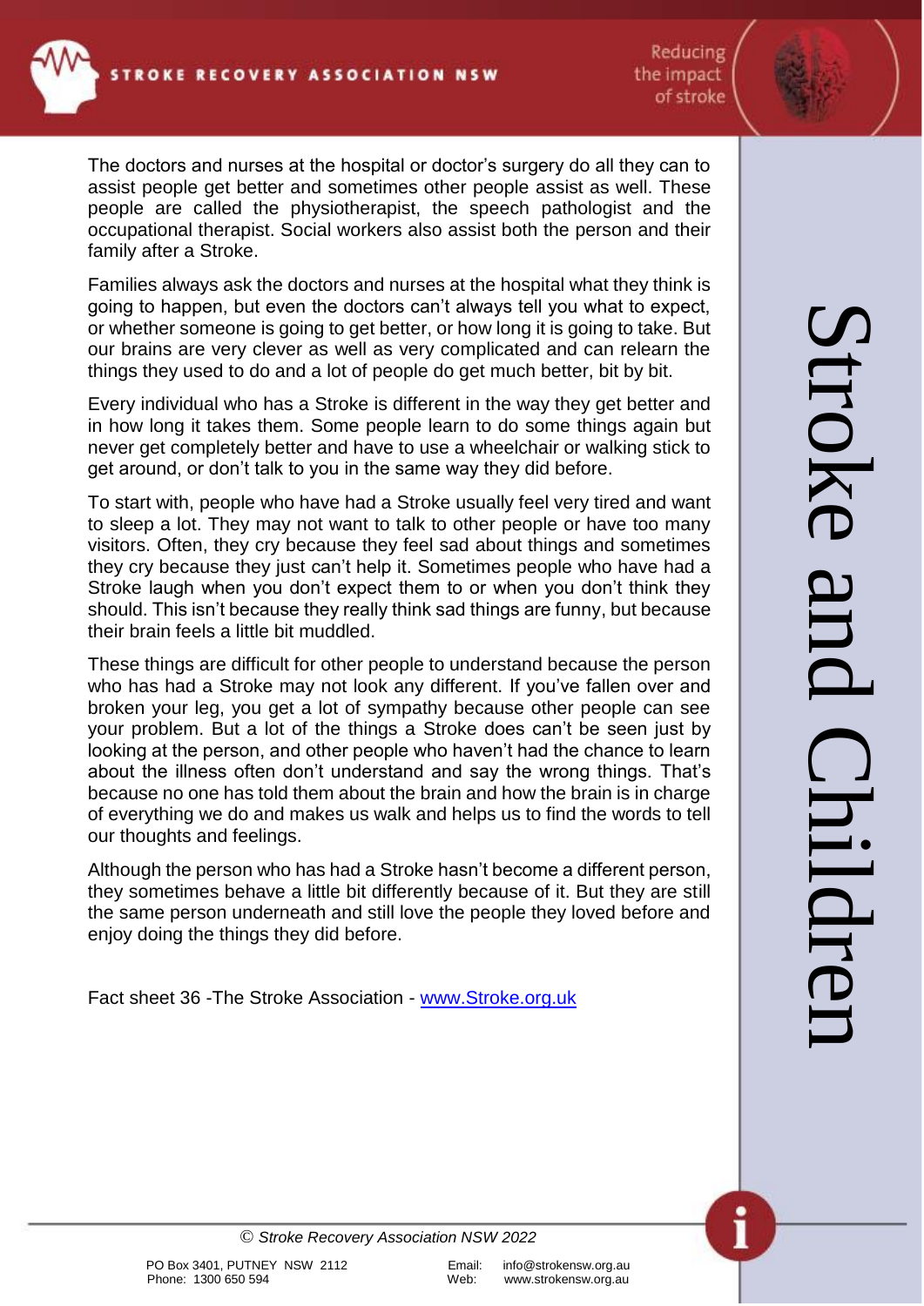The doctors and nurses at the hospital or doctor's surgery do all they can to assist people get better and sometimes other people assist as well. These people are called the physiotherapist, the speech pathologist and the occupational therapist. Social workers also assist both the person and their family after a Stroke.

Families always ask the doctors and nurses at the hospital what they think is going to happen, but even the doctors can't always tell you what to expect, or whether someone is going to get better, or how long it is going to take. But our brains are very clever as well as very complicated and can relearn the things they used to do and a lot of people do get much better, bit by bit.

Every individual who has a Stroke is different in the way they get better and in how long it takes them. Some people learn to do some things again but never get completely better and have to use a wheelchair or walking stick to get around, or don't talk to you in the same way they did before.

To start with, people who have had a Stroke usually feel very tired and want to sleep a lot. They may not want to talk to other people or have too many visitors. Often, they cry because they feel sad about things and sometimes they cry because they just can't help it. Sometimes people who have had a Stroke laugh when you don't expect them to or when you don't think they should. This isn't because they really think sad things are funny, but because their brain feels a little bit muddled.

These things are difficult for other people to understand because the person who has had a Stroke may not look any different. If you've fallen over and broken your leg, you get a lot of sympathy because other people can see your problem. But a lot of the things a Stroke does can't be seen just by looking at the person, and other people who haven't had the chance to learn about the illness often don't understand and say the wrong things. That's because no one has told them about the brain and how the brain is in charge of everything we do and makes us walk and helps us to find the words to tell our thoughts and feelings.

Although the person who has had a Stroke hasn't become a different person, they sometimes behave a little bit differently because of it. But they are still the same person underneath and still love the people they loved before and enjoy doing the things they did before.

Fact sheet 36 -The Stroke Association - [www.Stroke.org.uk](http://www.Stroke.org.uk)